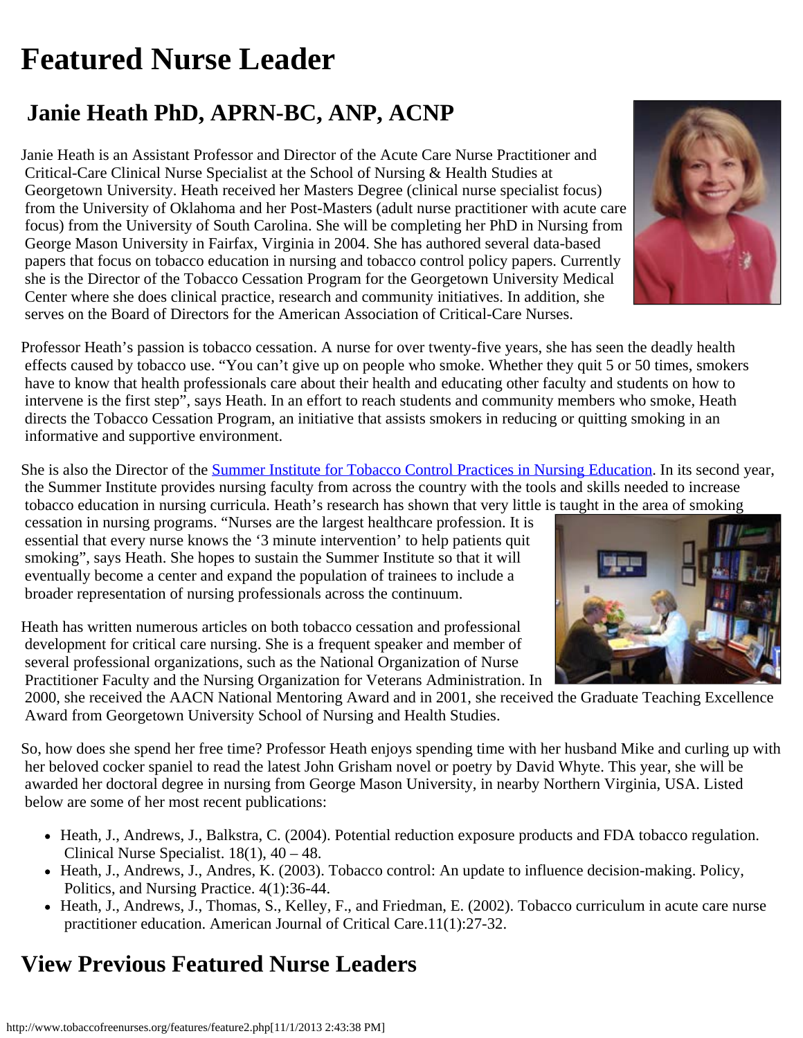# Featured Nurse Leader

## Janie Heath PhD, APRN-BC, ANP, ACNP

Janie Heath is an Assistant Professor and Director of the Acute Care Nurse Practitioner and Critical-Care Clinical Nurse Specialist at the School of Nursing & Health Studies at Georgetown University. Heath received her Masters Degree (clinical nurse specialist focus) from the University of Oklahoma and her Post-Masters (adult nurse practitioner with acute care focus) from the University of South Carolina. She will be completing her PhD in Nursing from George Mason University in Fairfax, Virginia in 2004. She has authored several data-based papers that focus on tobacco education in nursing and tobacco control policy papers. Currently she is the Director of the Tobacco Cessation Program for the Georgetown University Medical Center where she does clinical practice, research and community initiatives. In addition, she serves on the Board of Directors for the American Association of Critical-Care Nurses.

Professor Heath's passion is tobacco cessation. A nurse for over twenty-five years, she has seen the deadly health effects caused by tobacco use. "You can't give up on people who smoke. Whether they quit 5 or 50 times, smokers have to know that health professionals care about their health and educating other faculty and students on how to intervene is the first step", says Heath. In an effort to reach students and community members who smoke, Heath directs the Tobacco Cessation Program, an initiative that assists smokers in reducing or quitting smoking in an informative and supportive environment.

She is also the Director of the Summer Institute for Tobacco Control Practices in Nursing Education. In its second year, the Summer Institute provides nursing faculty from across the country with the tools and skills needed to increase tobacco education in nursing curricula. Heath's research has shown that very little is taught in the area of smoking cessation in nursing programs. "Nurses are the largest healthcare profession. It is essential that every nurse knows the '3 minute intervention' to help patients quit smoking", says Heath. She hopes to sustain the Summer Institute so that it will eventually become a center and expand the population of trainees to include a broader representation of nursing professionals across the continuum.

Heath has written numerous articles on both tobacco cessation and professional development for critical care nursing. She is a frequent speaker and member of several professional organizations, such as the National Organization of Nurse Practitioner Faculty and the Nursing Organization for Veterans Administration. In 2000, she received the AACN National Mentoring Award and in 2001, she received the Graduate Teaching Excellence Award from Georgetown University School of Nursing and Health Studies.

So, how does she spend her free time? Professor Heath enjoys spending time with her husband Mike and curling up with her beloved cocker spaniel to read the latest John Grisham novel or poetry by David Whyte. This year, she will be awarded her doctoral degree in nursing from George Mason University, in nearby Northern Virginia, USA. Listed below are some of her most recent publications:

- Heath, J., Andrews, J., Balkstra, C. (2004). Potential reduction exposure products and FDA tobacco regulation. Clinical Nurse Specialist. 18(1), 40 – 48.
- Heath, J., Andrews, J., Andres, K. (2003). Tobacco control: An update to influence decision-making. Policy, Politics, and Nursing Practice. 4(1):36-44.
- Heath, J., Andrews, J., Thomas, S., Kelley, F., and Friedman, E. (2002). Tobacco curriculum in acute care nurse practitioner education. American Journal of Critical Care.11(1):27-32.

# View Previous Featured Nurse Leaders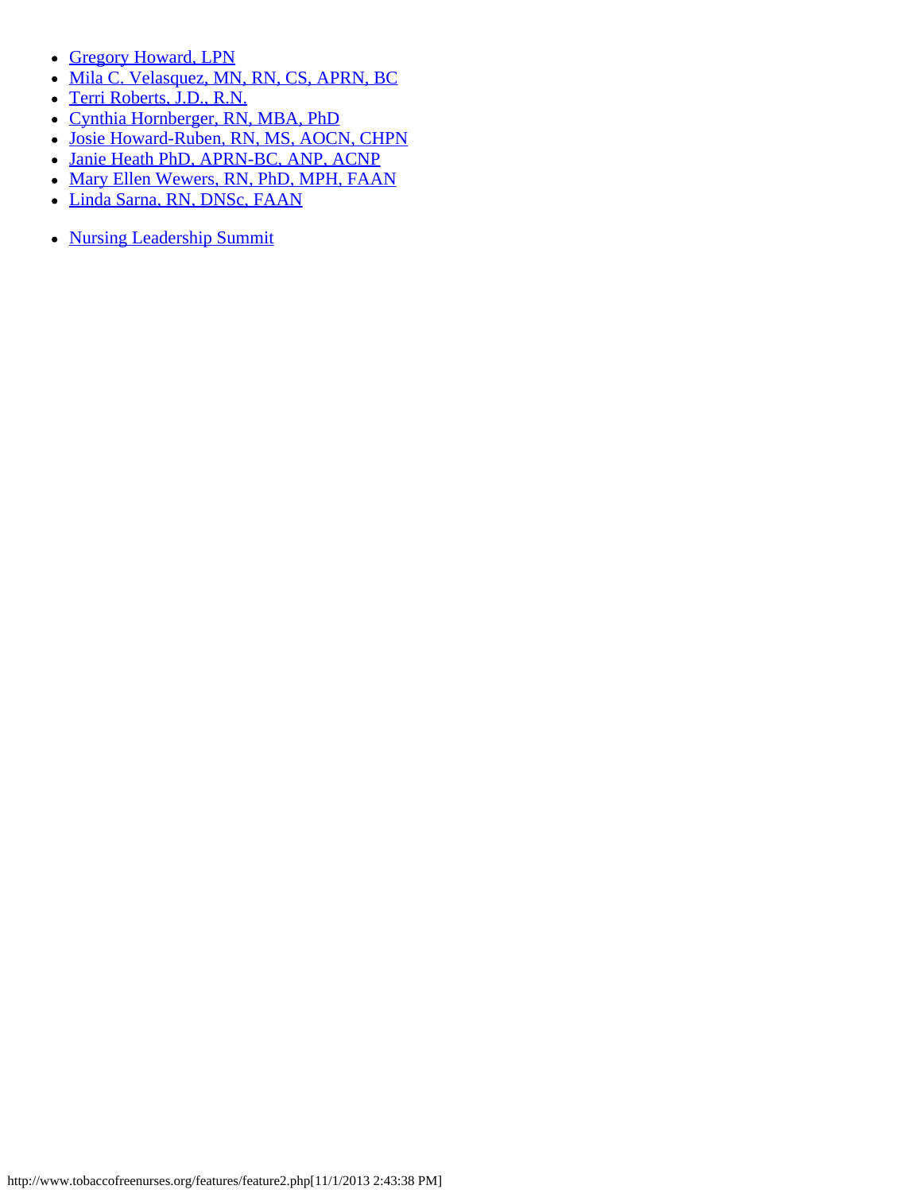- Gregory Howard, LPN
- Mila C. Velasquez, MN, RN, CS, APRN, BC
- Terri Roberts, J.D., R.N.
- Cynthia Hornberger, RN, MBA, PhD
- Josie Howard-Ruben, RN, MS, AOCN, CHPN
- Janie Heath PhD, APRN-BC, ANP, ACNP
- Mary Ellen Wewers, RN, PhD, MPH, FAAN
- Linda Sarna, RN, DNSc, FAAN

- Nursing Leadership Summit